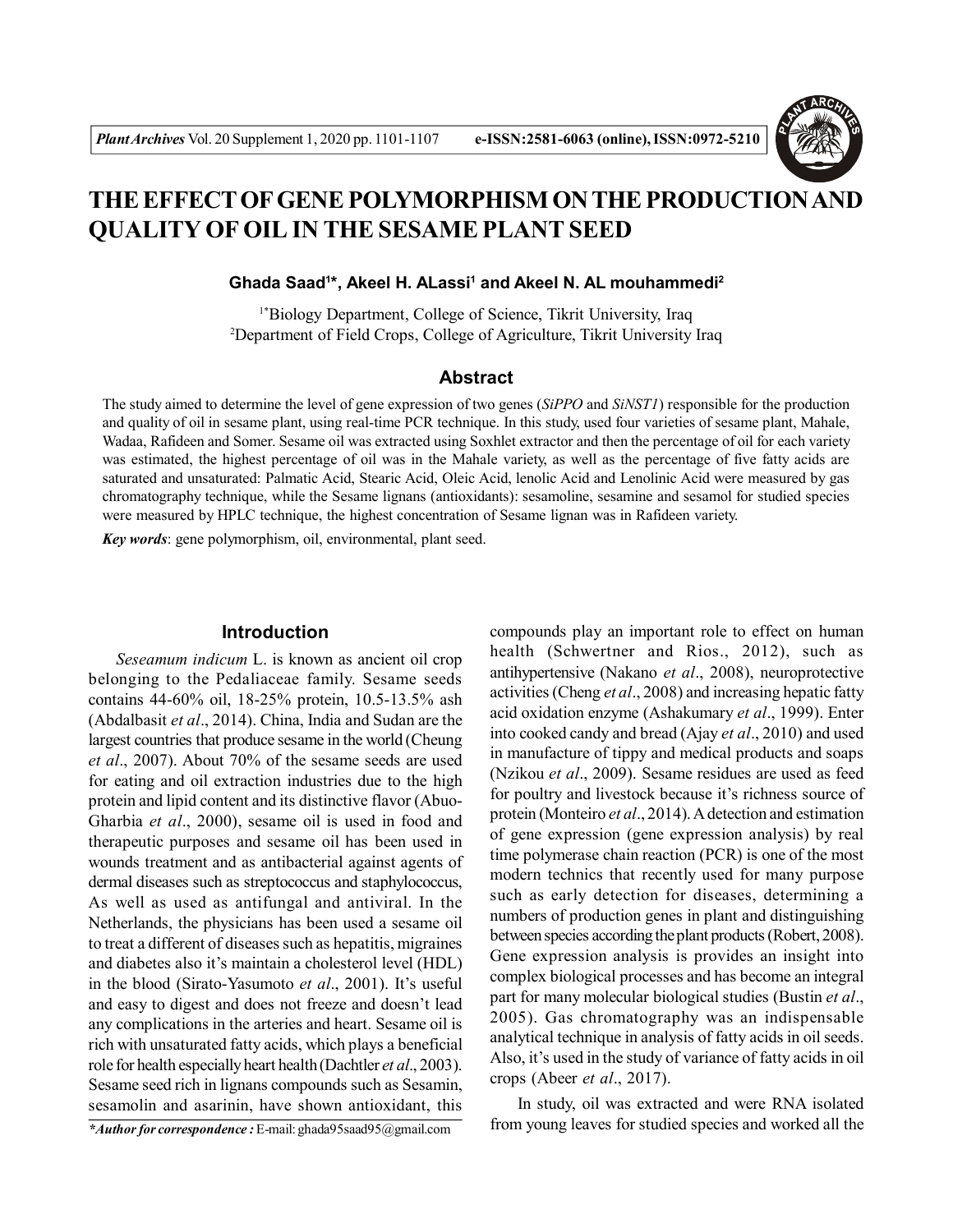# THE EFFECT OF GENE POLYMORPHISM ON THE PRODUCTION AND QUALITY OF OIL IN THE SESAME PLANT SEED

**Ghada Saad[1]\*, Akeel H. ALassi[1] and Akeel N. AL mouhammedi[2]**

[1*]Biology Department, College of Science, Tikrit University, Iraq
[2]Department of Field Crops, College of Agriculture, Tikrit University Iraq

## Abstract

The study aimed to determine the level of gene expression of two genes (*SiPPO* and *SiNST1*) responsible for the production and quality of oil in sesame plant, using real-time PCR technique. In this study, used four varieties of sesame plant, Mahale, Wadaa, Rafideen and Somer. Sesame oil was extracted using Soxhlet extractor and then the percentage of oil for each variety was estimated, the highest percentage of oil was in the Mahale variety, as well as the percentage of five fatty acids are saturated and unsaturated: Palmatic Acid, Stearic Acid, Oleic Acid, lenolic Acid and Lenolinic Acid were measured by gas chromatography technique, while the Sesame lignans (antioxidants): sesamoline, sesamine and sesamol for studied species were measured by HPLC technique, the highest concentration of Sesame lignan was in Rafideen variety.

***Key words***: gene polymorphism, oil, environmental, plant seed.

## Introduction

*Seseamum indicum* L. is known as ancient oil crop belonging to the Pedaliaceae family. Sesame seeds contains 44-60% oil, 18-25% protein, 10.5-13.5% ash (Abdalbasit *et al*., 2014). China, India and Sudan are the largest countries that produce sesame in the world (Cheung *et al*., 2007). About 70% of the sesame seeds are used for eating and oil extraction industries due to the high protein and lipid content and its distinctive flavor (Abuo-Gharbia *et al*., 2000), sesame oil is used in food and therapeutic purposes and sesame oil has been used in wounds treatment and as antibacterial against agents of dermal diseases such as streptococcus and staphylococcus, As well as used as antifungal and antiviral. In the Netherlands, the physicians has been used a sesame oil to treat a different of diseases such as hepatitis, migraines and diabetes also it's maintain a cholesterol level (HDL) in the blood (Sirato-Yasumoto *et al*., 2001). It's useful and easy to digest and does not freeze and doesn't lead any complications in the arteries and heart. Sesame oil is rich with unsaturated fatty acids, which plays a beneficial role for health especially heart health (Dachtler *et al*., 2003). Sesame seed rich in lignans compounds such as Sesamin, sesamolin and asarinin, have shown antioxidant, this compounds play an important role to effect on human health (Schwertner and Rios., 2012), such as antihypertensive (Nakano *et al*., 2008), neuroprotective activities (Cheng *et al*., 2008) and increasing hepatic fatty acid oxidation enzyme (Ashakumary *et al*., 1999). Enter into cooked candy and bread (Ajay *et al*., 2010) and used in manufacture of tippy and medical products and soaps (Nzikou *et al*., 2009). Sesame residues are used as feed for poultry and livestock because it's richness source of protein (Monteiro *et al*., 2014). A detection and estimation of gene expression (gene expression analysis) by real time polymerase chain reaction (PCR) is one of the most modern technics that recently used for many purpose such as early detection for diseases, determining a numbers of production genes in plant and distinguishing between species according the plant products (Robert, 2008). Gene expression analysis is provides an insight into complex biological processes and has become an integral part for many molecular biological studies (Bustin *et al*., 2005). Gas chromatography was an indispensable analytical technique in analysis of fatty acids in oil seeds. Also, it's used in the study of variance of fatty acids in oil crops (Abeer *et al*., 2017).

In study, oil was extracted and were RNA isolated from young leaves for studied species and worked all the

\**Author for correspondence :* E-mail: ghada95saad95@gmail.com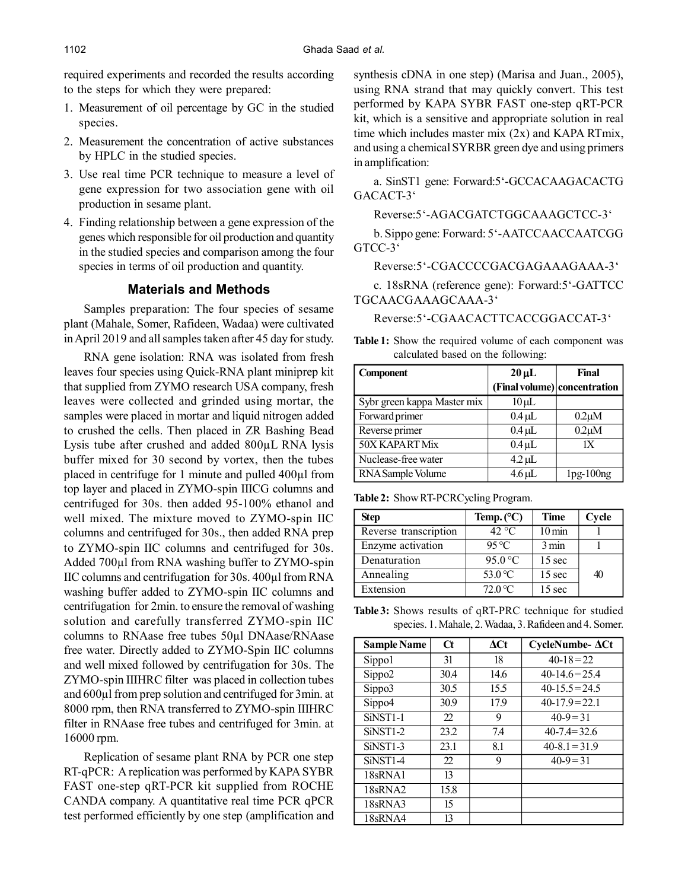required experiments and recorded the results according to the steps for which they were prepared:

1. Measurement of oil percentage by GC in the studied species.
2. Measurement the concentration of active substances by HPLC in the studied species.
3. Use real time PCR technique to measure a level of gene expression for two association gene with oil production in sesame plant.
4. Finding relationship between a gene expression of the genes which responsible for oil production and quantity in the studied species and comparison among the four species in terms of oil production and quantity.

## Materials and Methods

Samples preparation: The four species of sesame plant (Mahale, Somer, Rafideen, Wadaa) were cultivated in April 2019 and all samples taken after 45 day for study.

RNA gene isolation: RNA was isolated from fresh leaves four species using Quick-RNA plant miniprep kit that supplied from ZYMO research USA company, fresh leaves were collected and grinded using mortar, the samples were placed in mortar and liquid nitrogen added to crushed the cells. Then placed in ZR Bashing Bead Lysis tube after crushed and added 800µL RNA lysis buffer mixed for 30 second by vortex, then the tubes placed in centrifuge for 1 minute and pulled 400µl from top layer and placed in ZYMO-spin IIICG columns and centrifuged for 30s. then added 95-100% ethanol and well mixed. The mixture moved to ZYMO-spin IIC columns and centrifuged for 30s., then added RNA prep to ZYMO-spin IIC columns and centrifuged for 30s. Added 700µl from RNA washing buffer to ZYMO-spin IIC columns and centrifugation for 30s. 400µl from RNA washing buffer added to ZYMO-spin IIC columns and centrifugation for 2min. to ensure the removal of washing solution and carefully transferred ZYMO-spin IIC columns to RNAase free tubes 50µl DNAase/RNAase free water. Directly added to ZYMO-Spin IIC columns and well mixed followed by centrifugation for 30s. The ZYMO-spin IIIHRC filter was placed in collection tubes and 600µl from prep solution and centrifuged for 3min. at 8000 rpm, then RNA transferred to ZYMO-spin IIIHRC filter in RNAase free tubes and centrifuged for 3min. at 16000 rpm.

Replication of sesame plant RNA by PCR one step RT-qPCR: A replication was performed by KAPA SYBR FAST one-step qRT-PCR kit supplied from ROCHE CANDA company. A quantitative real time PCR qPCR test performed efficiently by one step (amplification and synthesis cDNA in one step) (Marisa and Juan., 2005), using RNA strand that may quickly convert. This test performed by KAPA SYBR FAST one-step qRT-PCR kit, which is a sensitive and appropriate solution in real time which includes master mix (2x) and KAPA RTmix, and using a chemical SYRBR green dye and using primers in amplification:

a. SinST1 gene: Forward:5'-GCCACAAGACACTG GACACT-3'

Reverse:5'-AGACGATCTGGCAAAGCTCC-3'

b. Sippo gene: Forward: 5'-AATCCAACCAATCGG GTCC-3'

Reverse:5'-CGACCCCGACGAGAAAGAAA-3'

c. 18sRNA (reference gene): Forward:5'-GATTCC TGCAACGAAAGCAAA-3'

Reverse:5'-CGAACACTTCACCGGACCAT-3'

**Table 1:** Show the required volume of each component was calculated based on the following:

| Component | 20 µL (Final volume) | Final concentration |
|---|---|---|
| Sybr green kappa Master mix | 10 µL | |
| Forward primer | 0.4 µL | 0.2µM |
| Reverse primer | 0.4 µL | 0.2µM |
| 50X KAPA RT Mix | 0.4 µL | 1X |
| Nuclease-free water | 4.2 µL | |
| RNA Sample Volume | 4.6 µL | 1pg-100ng |

**Table 2:** Show RT-PCR Cycling Program.

| Step | Temp. (°C) | Time | Cycle |
|---|---|---|---|
| Reverse transcription | 42 °C | 10 min | 1 |
| Enzyme activation | 95 °C | 3 min | 1 |
| Denaturation | 95.0 °C | 15 sec | 40 |
| Annealing | 53.0 °C | 15 sec | |
| Extension | 72.0 °C | 15 sec | |

**Table 3:** Shows results of qRT-PRC technique for studied species. 1. Mahale, 2. Wadaa, 3. Rafideen and 4. Somer.

| Sample Name | Ct | ΔCt | CycleNumbe- ΔCt |
|---|---|---|---|
| Sippo1 | 31 | 18 | 40-18 = 22 |
| Sippo2 | 30.4 | 14.6 | 40-14.6 = 25.4 |
| Sippo3 | 30.5 | 15.5 | 40-15.5 = 24.5 |
| Sippo4 | 30.9 | 17.9 | 40-17.9 = 22.1 |
| SiNST1-1 | 22 | 9 | 40-9 = 31 |
| SiNST1-2 | 23.2 | 7.4 | 40-7.4= 32.6 |
| SiNST1-3 | 23.1 | 8.1 | 40-8.1 = 31.9 |
| SiNST1-4 | 22 | 9 | 40-9 = 31 |
| 18sRNA1 | 13 | | |
| 18sRNA2 | 15.8 | | |
| 18sRNA3 | 15 | | |
| 18sRNA4 | 13 | | |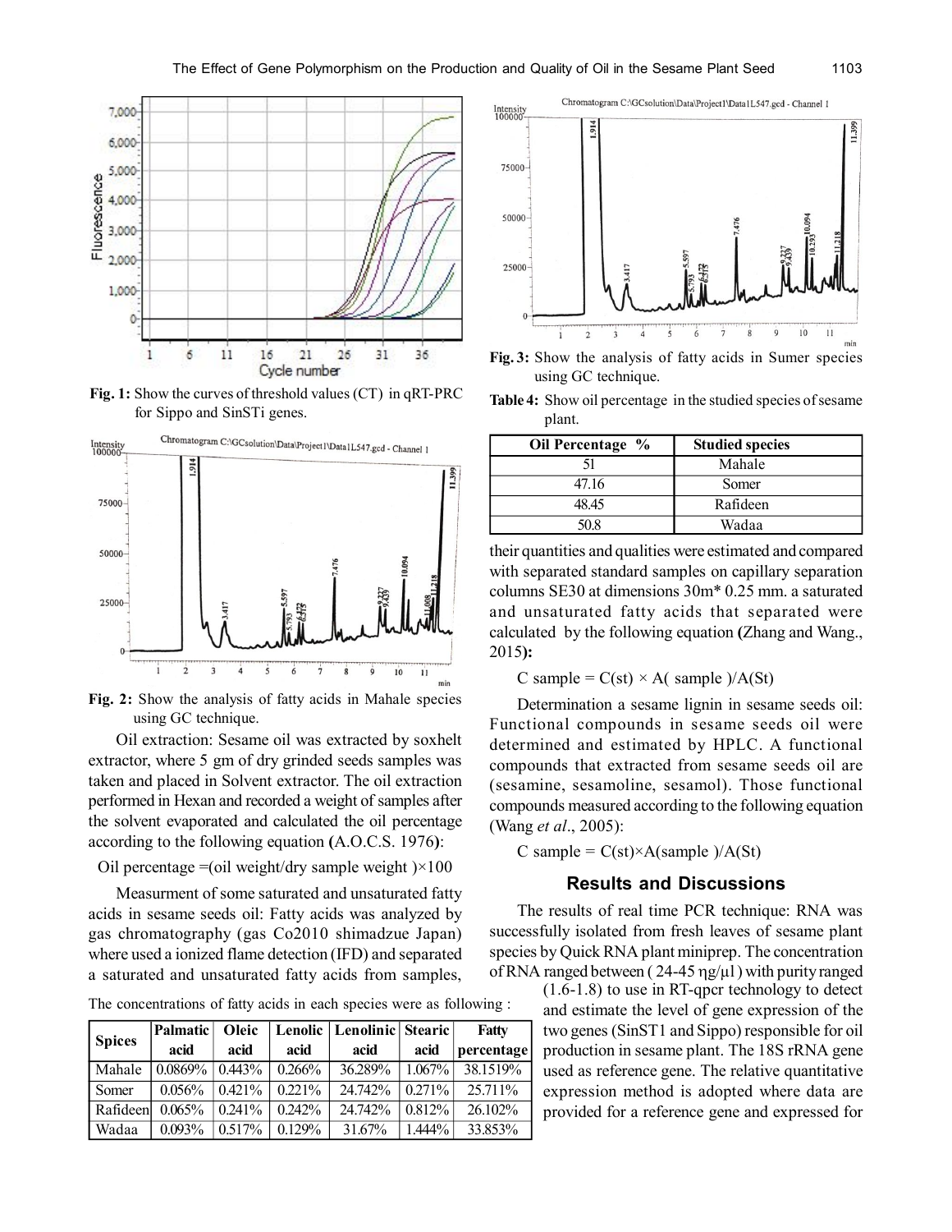Fig. 1: Show the curves of threshold values (CT) in qRT-PRC for Sippo and SinSTi genes.

Fig. 2: Show the analysis of fatty acids in Mahale species using GC technique.

Oil extraction: Sesame oil was extracted by soxhelt extractor, where 5 gm of dry grinded seeds samples was taken and placed in Solvent extractor. The oil extraction performed in Hexan and recorded a weight of samples after the solvent evaporated and calculated the oil percentage according to the following equation **(**A.O.C.S. 1976**)**:

Oil percentage =(oil weight/dry sample weight )×100

Measurment of some saturated and unsaturated fatty acids in sesame seeds oil: Fatty acids was analyzed by gas chromatography (gas Co2010 shimadzue Japan) where used a ionized flame detection (IFD) and separated a saturated and unsaturated fatty acids from samples, their quantities and qualities were estimated and compared with separated standard samples on capillary separation columns SE30 at dimensions 30m* 0.25 mm. a saturated and unsaturated fatty acids that separated were calculated by the following equation **(**Zhang and Wang., 2015**):**

C sample = C(st) × A( sample )/A(St)

The concentrations of fatty acids in each species were as following :

| Spices | Palmatic acid | Oleic acid | Lenolic acid | Lenolinic acid | Stearic acid | Fatty percentage |
|---|---|---|---|---|---|---|
| Mahale | 0.0869% | 0.443% | 0.266% | 36.289% | 1.067% | 38.1519% |
| Somer | 0.056% | 0.421% | 0.221% | 24.742% | 0.271% | 25.711% |
| Rafideen | 0.065% | 0.241% | 0.242% | 24.742% | 0.812% | 26.102% |
| Wadaa | 0.093% | 0.517% | 0.129% | 31.67% | 1.444% | 33.853% |

Fig. 3: Show the analysis of fatty acids in Sumer species using GC technique.

**Table 4:** Show oil percentage in the studied species of sesame plant.

| Oil Percentage % | Studied species |
|---|---|
| 51 | Mahale |
| 47.16 | Somer |
| 48.45 | Rafideen |
| 50.8 | Wadaa |

Determination a sesame lignin in sesame seeds oil: Functional compounds in sesame seeds oil were determined and estimated by HPLC. A functional compounds that extracted from sesame seeds oil are (sesamine, sesamoline, sesamol). Those functional compounds measured according to the following equation (Wang *et al*., 2005):

C sample = C(st)×A(sample )/A(St)

## Results and Discussions

The results of real time PCR technique: RNA was successfully isolated from fresh leaves of sesame plant species by Quick RNA plant miniprep. The concentration of RNA ranged between ( 24-45 ηg/μl) with purity ranged (1.6-1.8) to use in RT-qpcr technology to detect and estimate the level of gene expression of the two genes (SinST1 and Sippo) responsible for oil production in sesame plant. The 18S rRNA gene used as reference gene. The relative quantitative expression method is adopted where data are provided for a reference gene and expressed for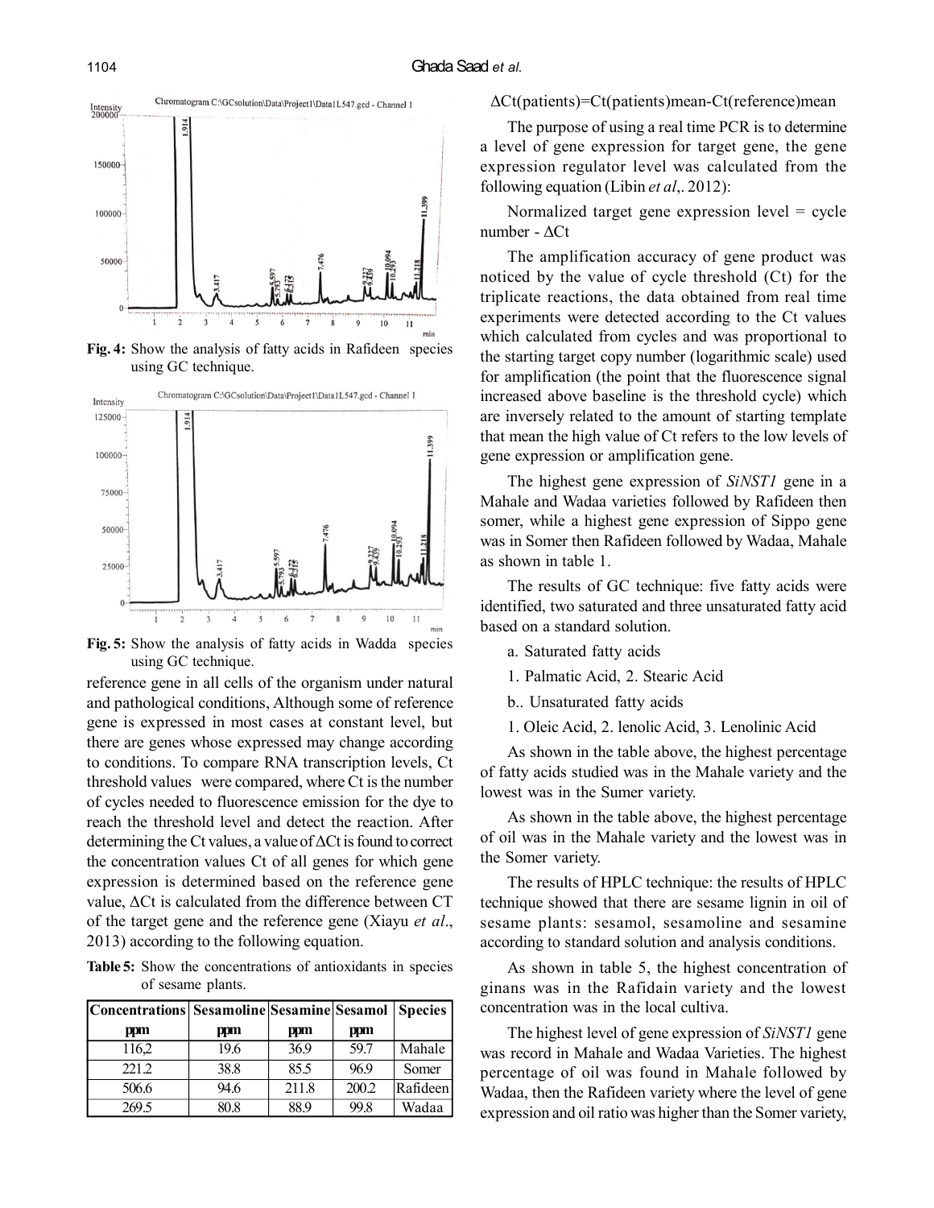Fig. 4: Show the analysis of fatty acids in Rafideen species using GC technique.

Fig. 5: Show the analysis of fatty acids in Wadda species using GC technique.

reference gene in all cells of the organism under natural and pathological conditions, Although some of reference gene is expressed in most cases at constant level, but there are genes whose expressed may change according to conditions. To compare RNA transcription levels, Ct threshold values were compared, where Ct is the number of cycles needed to fluorescence emission for the dye to reach the threshold level and detect the reaction. After determining the Ct values, a value of ΔCt is found to correct the concentration values Ct of all genes for which gene expression is determined based on the reference gene value, ΔCt is calculated from the difference between CT of the target gene and the reference gene (Xiayu *et al*., 2013) according to the following equation.

**Table 5:** Show the concentrations of antioxidants in species of sesame plants.

| Concentrations ppm | Sesamoline ppm | Sesamine ppm | Sesamol ppm | Species |
|---|---|---|---|---|
| 116,2 | 19.6 | 36.9 | 59.7 | Mahale |
| 221.2 | 38.8 | 85.5 | 96.9 | Somer |
| 506.6 | 94.6 | 211.8 | 200.2 | Rafideen |
| 269.5 | 80.8 | 88.9 | 99.8 | Wadaa |

$$\Delta Ct(patients) = Ct(patients)mean - Ct(reference)mean$$

The purpose of using a real time PCR is to determine a level of gene expression for target gene, the gene expression regulator level was calculated from the following equation (Libin *et al*,. 2012):

Normalized target gene expression level = cycle number - ΔCt

The amplification accuracy of gene product was noticed by the value of cycle threshold (Ct) for the triplicate reactions, the data obtained from real time experiments were detected according to the Ct values which calculated from cycles and was proportional to the starting target copy number (logarithmic scale) used for amplification (the point that the fluorescence signal increased above baseline is the threshold cycle) which are inversely related to the amount of starting template that mean the high value of Ct refers to the low levels of gene expression or amplification gene.

The highest gene expression of *SiNST1* gene in a Mahale and Wadaa varieties followed by Rafideen then somer, while a highest gene expression of Sippo gene was in Somer then Rafideen followed by Wadaa, Mahale as shown in table 1.

The results of GC technique: five fatty acids were identified, two saturated and three unsaturated fatty acid based on a standard solution.

a. Saturated fatty acids

1. Palmatic Acid, 2. Stearic Acid

b.. Unsaturated fatty acids

1. Oleic Acid, 2. lenolic Acid, 3. Lenolinic Acid

As shown in the table above, the highest percentage of fatty acids studied was in the Mahale variety and the lowest was in the Sumer variety.

As shown in the table above, the highest percentage of oil was in the Mahale variety and the lowest was in the Somer variety.

The results of HPLC technique: the results of HPLC technique showed that there are sesame lignin in oil of sesame plants: sesamol, sesamoline and sesamine according to standard solution and analysis conditions.

As shown in table 5, the highest concentration of ginans was in the Rafidain variety and the lowest concentration was in the local cultiva.

The highest level of gene expression of *SiNST1* gene was record in Mahale and Wadaa Varieties. The highest percentage of oil was found in Mahale followed by Wadaa, then the Rafideen variety where the level of gene expression and oil ratio was higher than the Somer variety,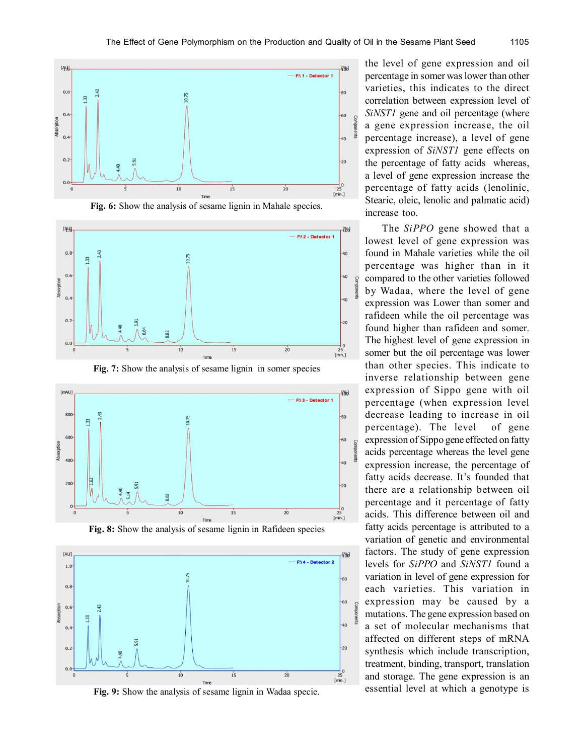Fig. 6: Show the analysis of sesame lignin in Mahale species.

Fig. 7: Show the analysis of sesame lignin in somer species

Fig. 8: Show the analysis of sesame lignin in Rafideen species

Fig. 9: Show the analysis of sesame lignin in Wadaa specie.

the level of gene expression and oil percentage in somer was lower than other varieties, this indicates to the direct correlation between expression level of *SiNST1* gene and oil percentage (where a gene expression increase, the oil percentage increase), a level of gene expression of *SiNST1* gene effects on the percentage of fatty acids whereas, a level of gene expression increase the percentage of fatty acids (lenolinic, Stearic, oleic, lenolic and palmatic acid) increase too.

The *SiPPO* gene showed that a lowest level of gene expression was found in Mahale varieties while the oil percentage was higher than in it compared to the other varieties followed by Wadaa, where the level of gene expression was Lower than somer and rafideen while the oil percentage was found higher than rafideen and somer. The highest level of gene expression in somer but the oil percentage was lower than other species. This indicate to inverse relationship between gene expression of Sippo gene with oil percentage (when expression level decrease leading to increase in oil percentage). The level of gene expression of Sippo gene effected on fatty acids percentage whereas the level gene expression increase, the percentage of fatty acids decrease. It's founded that there are a relationship between oil percentage and it percentage of fatty acids. This difference between oil and fatty acids percentage is attributed to a variation of genetic and environmental factors. The study of gene expression levels for *SiPPO* and *SiNST1* found a variation in level of gene expression for each varieties. This variation in expression may be caused by a mutations. The gene expression based on a set of molecular mechanisms that affected on different steps of mRNA synthesis which include transcription, treatment, binding, transport, translation and storage. The gene expression is an essential level at which a genotype is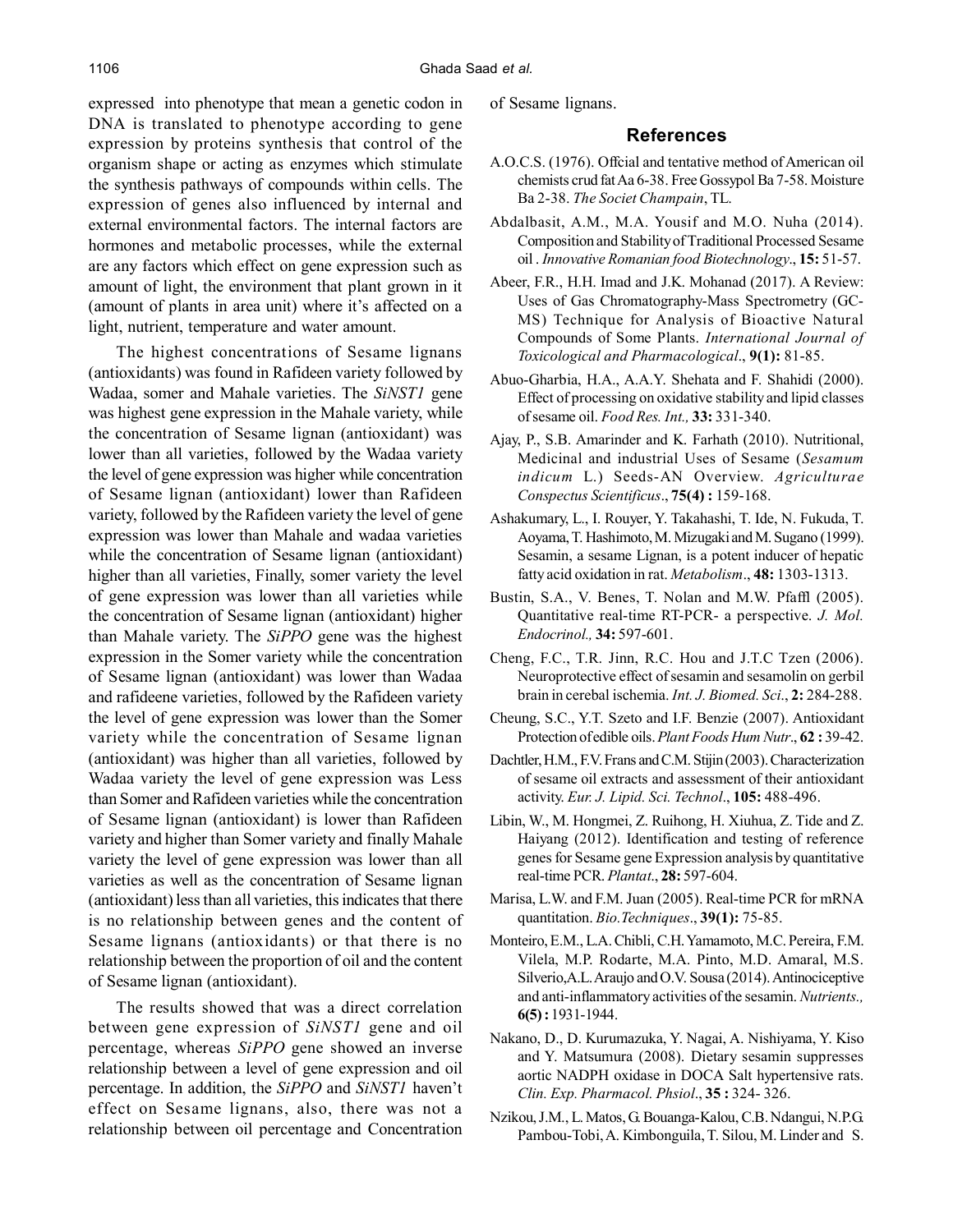expressed into phenotype that mean a genetic codon in DNA is translated to phenotype according to gene expression by proteins synthesis that control of the organism shape or acting as enzymes which stimulate the synthesis pathways of compounds within cells. The expression of genes also influenced by internal and external environmental factors. The internal factors are hormones and metabolic processes, while the external are any factors which effect on gene expression such as amount of light, the environment that plant grown in it (amount of plants in area unit) where it's affected on a light, nutrient, temperature and water amount.

The highest concentrations of Sesame lignans (antioxidants) was found in Rafideen variety followed by Wadaa, somer and Mahale varieties. The *SiNST1* gene was highest gene expression in the Mahale variety, while the concentration of Sesame lignan (antioxidant) was lower than all varieties, followed by the Wadaa variety the level of gene expression was higher while concentration of Sesame lignan (antioxidant) lower than Rafideen variety, followed by the Rafideen variety the level of gene expression was lower than Mahale and wadaa varieties while the concentration of Sesame lignan (antioxidant) higher than all varieties, Finally, somer variety the level of gene expression was lower than all varieties while the concentration of Sesame lignan (antioxidant) higher than Mahale variety. The *SiPPO* gene was the highest expression in the Somer variety while the concentration of Sesame lignan (antioxidant) was lower than Wadaa and rafideene varieties, followed by the Rafideen variety the level of gene expression was lower than the Somer variety while the concentration of Sesame lignan (antioxidant) was higher than all varieties, followed by Wadaa variety the level of gene expression was Less than Somer and Rafideen varieties while the concentration of Sesame lignan (antioxidant) is lower than Rafideen variety and higher than Somer variety and finally Mahale variety the level of gene expression was lower than all varieties as well as the concentration of Sesame lignan (antioxidant) less than all varieties, this indicates that there is no relationship between genes and the content of Sesame lignans (antioxidants) or that there is no relationship between the proportion of oil and the content of Sesame lignan (antioxidant).

The results showed that was a direct correlation between gene expression of *SiNST1* gene and oil percentage, whereas *SiPPO* gene showed an inverse relationship between a level of gene expression and oil percentage. In addition, the *SiPPO* and *SiNST1* haven't effect on Sesame lignans, also, there was not a relationship between oil percentage and Concentration of Sesame lignans.

## References

A.O.C.S. (1976). Offcial and tentative method of American oil chemists crud fat Aa 6-38. Free Gossypol Ba 7-58. Moisture Ba 2-38. *The Societ Champain*, TL.

Abdalbasit, A.M., M.A. Yousif and M.O. Nuha (2014). Composition and Stability of Traditional Processed Sesame oil . *Innovative Romanian food Biotechnology*., **15:** 51-57.

Abeer, F.R., H.H. Imad and J.K. Mohanad (2017). A Review: Uses of Gas Chromatography-Mass Spectrometry (GC-MS) Technique for Analysis of Bioactive Natural Compounds of Some Plants. *International Journal of Toxicological and Pharmacological*., **9(1):** 81-85.

Abuo-Gharbia, H.A., A.A.Y. Shehata and F. Shahidi (2000). Effect of processing on oxidative stability and lipid classes of sesame oil. *Food Res. Int.,* **33:** 331-340.

Ajay, P., S.B. Amarinder and K. Farhath (2010). Nutritional, Medicinal and industrial Uses of Sesame (*Sesamum indicum* L.) Seeds-AN Overview. *Agriculturae Conspectus Scientificus*., **75(4) :** 159-168.

Ashakumary, L., I. Rouyer, Y. Takahashi, T. Ide, N. Fukuda, T. Aoyama, T. Hashimoto, M. Mizugaki and M. Sugano (1999). Sesamin, a sesame Lignan, is a potent inducer of hepatic fatty acid oxidation in rat. *Metabolism*., **48:** 1303-1313.

Bustin, S.A., V. Benes, T. Nolan and M.W. Pfaffl (2005). Quantitative real-time RT-PCR- a perspective. *J. Mol. Endocrinol.,* **34:** 597-601.

Cheng, F.C., T.R. Jinn, R.C. Hou and J.T.C Tzen (2006). Neuroprotective effect of sesamin and sesamolin on gerbil brain in cerebal ischemia. *Int. J. Biomed. Sci*., **2:** 284-288.

Cheung, S.C., Y.T. Szeto and I.F. Benzie (2007). Antioxidant Protection of edible oils. *Plant Foods Hum Nutr*., **62 :** 39-42.

Dachtler, H.M., F.V. Frans and C.M. Stijin (2003). Characterization of sesame oil extracts and assessment of their antioxidant activity. *Eur. J. Lipid. Sci. Technol*., **105:** 488-496.

Libin, W., M. Hongmei, Z. Ruihong, H. Xiuhua, Z. Tide and Z. Haiyang (2012). Identification and testing of reference genes for Sesame gene Expression analysis by quantitative real-time PCR. *Plantat*., **28:** 597-604.

Marisa, L.W. and F.M. Juan (2005). Real-time PCR for mRNA quantitation. *Bio.Techniques*., **39(1):** 75-85.

Monteiro, E.M., L.A. Chibli, C.H. Yamamoto, M.C. Pereira, F.M. Vilela, M.P. Rodarte, M.A. Pinto, M.D. Amaral, M.S. Silverio, A.L. Araujo and O.V. Sousa (2014). Antinociceptive and anti-inflammatory activities of the sesamin. *Nutrients.,* **6(5) :** 1931-1944.

Nakano, D., D. Kurumazuka, Y. Nagai, A. Nishiyama, Y. Kiso and Y. Matsumura (2008). Dietary sesamin suppresses aortic NADPH oxidase in DOCA Salt hypertensive rats. *Clin. Exp. Pharmacol. Phsiol*., **35 :** 324- 326.

Nzikou, J.M., L. Matos, G. Bouanga-Kalou, C.B. Ndangui, N.P.G. Pambou-Tobi, A. Kimbonguila, T. Silou, M. Linder and S.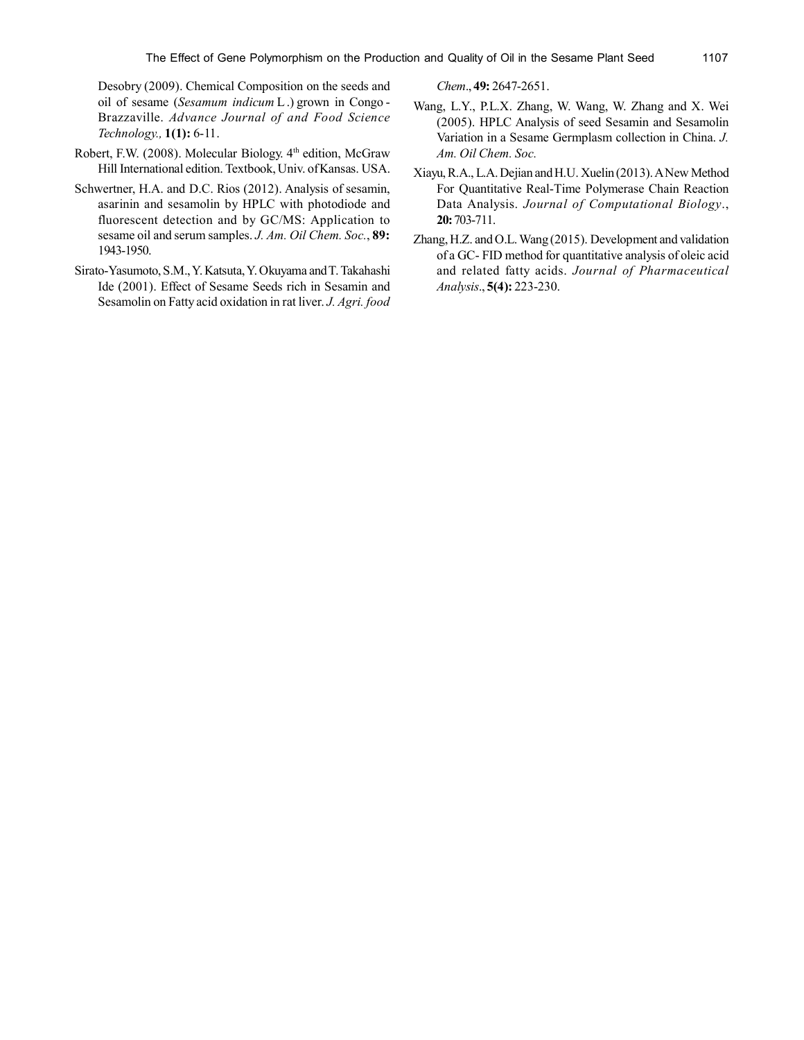Desobry (2009). Chemical Composition on the seeds and oil of sesame (*Sesamum indicum* L .) grown in Congo - Brazzaville. *Advance Journal of and Food Science Technology.,* **1(1):** 6-11.

Robert, F.W. (2008). Molecular Biology. 4th edition, McGraw Hill International edition. Textbook, Univ. of Kansas. USA.

Schwertner, H.A. and D.C. Rios (2012). Analysis of sesamin, asarinin and sesamolin by HPLC with photodiode and fluorescent detection and by GC/MS: Application to sesame oil and serum samples. *J. Am. Oil Chem. Soc.*, **89:** 1943-1950.

Sirato-Yasumoto, S.M., Y. Katsuta, Y. Okuyama and T. Takahashi Ide (2001). Effect of Sesame Seeds rich in Sesamin and Sesamolin on Fatty acid oxidation in rat liver. *J. Agri. food Chem*., **49:** 2647-2651.

Wang, L.Y., P.L.X. Zhang, W. Wang, W. Zhang and X. Wei (2005). HPLC Analysis of seed Sesamin and Sesamolin Variation in a Sesame Germplasm collection in China. *J. Am. Oil Chem. Soc.*

Xiayu, R.A., L.A. Dejian and H.U. Xuelin (2013). A New Method For Quantitative Real-Time Polymerase Chain Reaction Data Analysis. *Journal of Computational Biology*., **20:** 703-711.

Zhang, H.Z. and O.L. Wang (2015). Development and validation of a GC- FID method for quantitative analysis of oleic acid and related fatty acids. *Journal of Pharmaceutical Analysis*., **5(4):** 223-230.